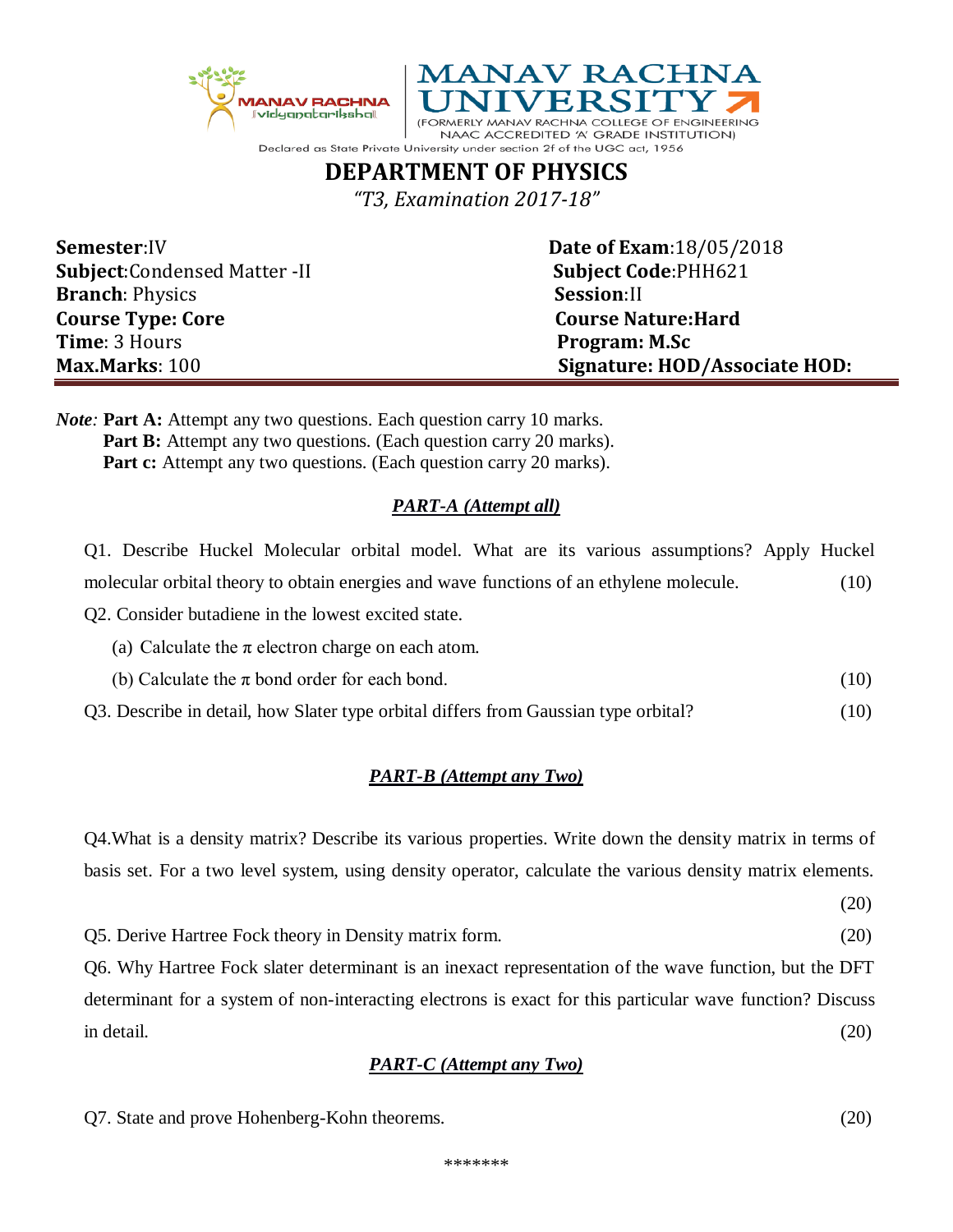MANAV RACHNA UNIVERSITY

(FORMERLY MANAV RACHNA COLLEGE OF ENGINEERING NAAC ACCREDITED 'A' GRADE INSTITUTION)

Declared as State Private University under section 2f of the UGC act, 1956

# DEPARTMENT OF PHYSICS

*"T3, Examination 2017-18"*

| | |
|---|---|
| **Semester**:IV | **Date of Exam**:18/05/2018 |
| **Subject**:Condensed Matter -II | **Subject Code**:PHH621 |
| **Branch**: Physics | **Session**:II |
| **Course Type: Core** | **Course Nature:Hard** |
| **Time**: 3 Hours | **Program: M.Sc** |
| **Max.Marks**: 100 | **Signature: HOD/Associate HOD:** |

***Note:*** **Part A:** Attempt any two questions. Each question carry 10 marks.
**Part B:** Attempt any two questions. (Each question carry 20 marks).
**Part c:** Attempt any two questions. (Each question carry 20 marks).

## *PART-A (Attempt all)*

Q1. Describe Huckel Molecular orbital model. What are its various assumptions? Apply Huckel molecular orbital theory to obtain energies and wave functions of an ethylene molecule. (10)

Q2. Consider butadiene in the lowest excited state.

(a) Calculate the $\pi$ electron charge on each atom.

(b) Calculate the $\pi$ bond order for each bond. (10)

Q3. Describe in detail, how Slater type orbital differs from Gaussian type orbital? (10)

## *PART-B (Attempt any Two)*

Q4.What is a density matrix? Describe its various properties. Write down the density matrix in terms of basis set. For a two level system, using density operator, calculate the various density matrix elements. (20)

Q5. Derive Hartree Fock theory in Density matrix form. (20)

Q6. Why Hartree Fock slater determinant is an inexact representation of the wave function, but the DFT determinant for a system of non-interacting electrons is exact for this particular wave function? Discuss in detail. (20)

## *PART-C (Attempt any Two)*

Q7. State and prove Hohenberg-Kohn theorems. (20)

*******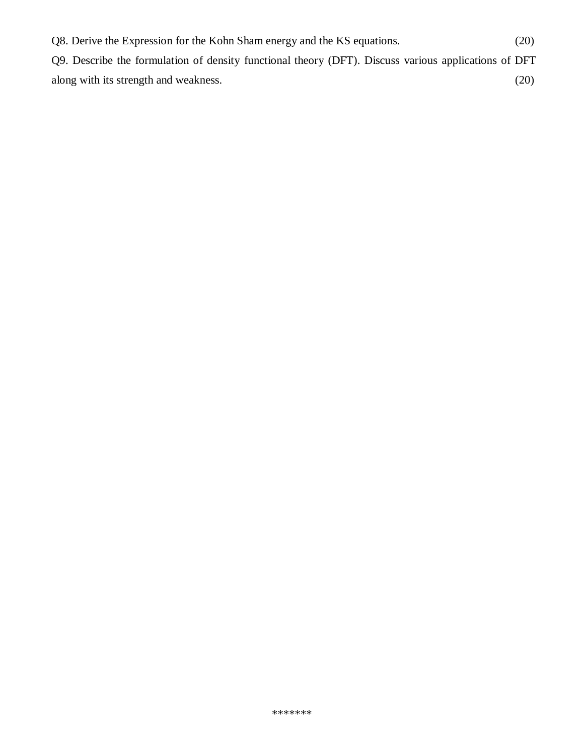Q8. Derive the Expression for the Kohn Sham energy and the KS equations. (20)

Q9. Describe the formulation of density functional theory (DFT). Discuss various applications of DFT along with its strength and weakness. (20)

*******